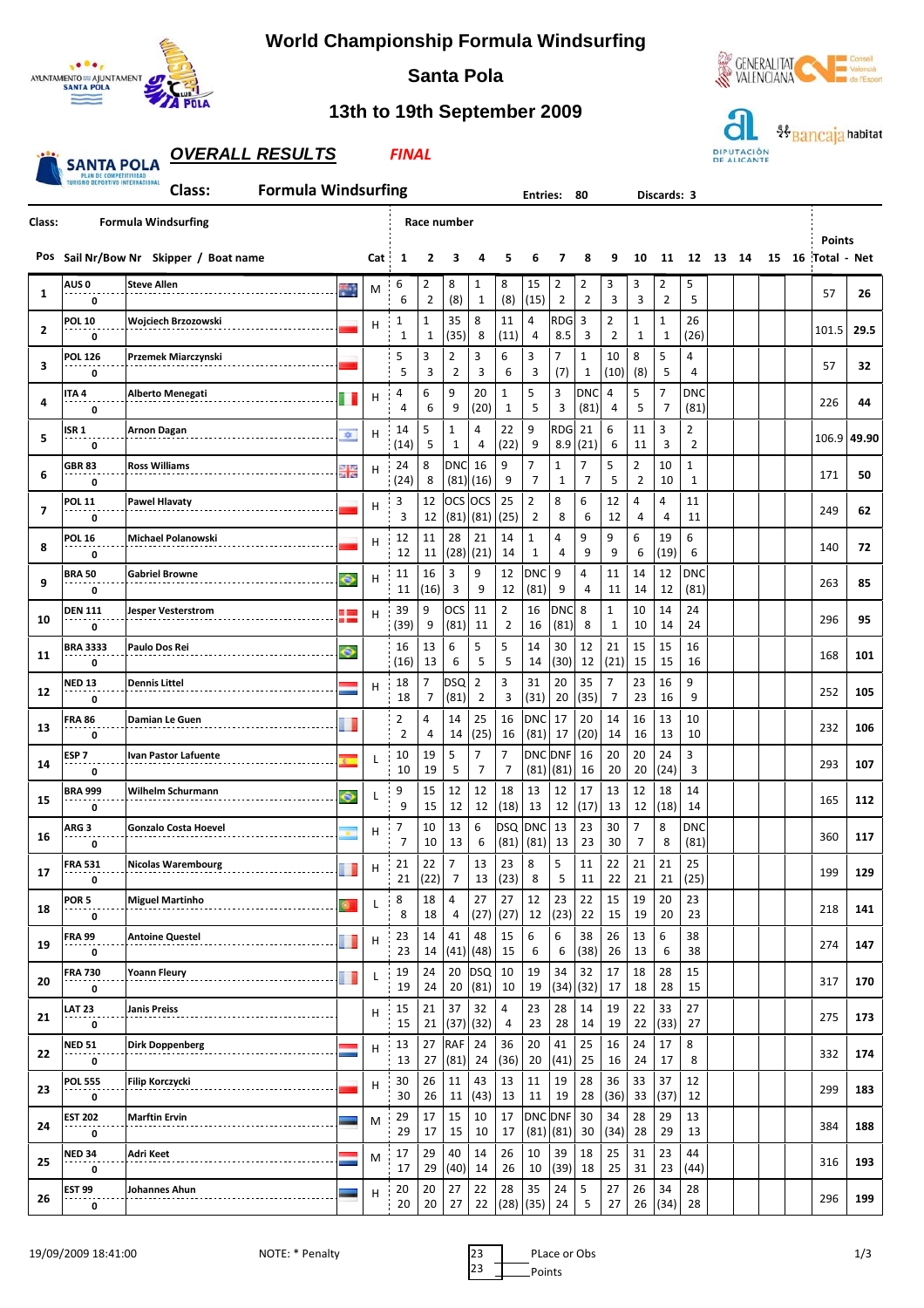# World Championship Formula Windsurfing

## Santa Pola

## 13th to 19th September 2009

### OVERALL RESULTS — FINAL

**Class:** Formula Windsurfing — **Entries:** 80 — **Discards:** 3

| Pos | Sail Nr/Bow Nr | Skipper / Boat name | Cat | 1 | 2 | 3 | 4 | 5 | 6 | 7 | 8 | 9 | 10 | 11 | 12 | 13 | 14 | 15 | 16 | Total | Net |
|---|---|---|---|---|---|---|---|---|---|---|---|---|---|---|---|---|---|---|---|---|---|
| 1 | AUS 0 / 0 | Steve Allen | M | 6 / 6 | 2 / 2 | 8 / (8) | 1 / 1 | 8 / (8) | 15 / (15) | 2 / 2 | 2 / 2 | 3 / 3 | 3 / 3 | 2 / 2 | 5 / 5 | | | | | 57 | 26 |
| 2 | POL 10 / 0 | Wojciech Brzozowski | H | 1 / 1 | 1 / 1 | 35 / (35) | 8 / 8 | 11 / (11) | 4 / 4 | RDG / 8.5 | 3 / 3 | 2 / 2 | 1 / 1 | 1 / 1 | 26 / (26) | | | | | 101.5 | 29.5 |
| 3 | POL 126 / 0 | Przemek Miarczynski | | 5 / 5 | 3 / 3 | 2 / 2 | 3 / 3 | 6 / 6 | 3 / 3 | 7 / (7) | 1 / 1 | 10 / (10) | 8 / (8) | 5 / 5 | 4 / 4 | | | | | 57 | 32 |
| 4 | ITA 4 / 0 | Alberto Menegati | H | 4 / 4 | 6 / 6 | 9 / 9 | 20 / (20) | 1 / 1 | 5 / 5 | 3 / 3 | DNC / (81) | 4 / 4 | 5 / 5 | 7 / 7 | DNC / (81) | | | | | 226 | 44 |
| 5 | ISR 1 / 0 | Arnon Dagan | H | 14 / (14) | 5 / 5 | 1 / 1 | 4 / 4 | 22 / (22) | 9 / 9 | RDG / 8.9 | 21 / (21) | 6 / 6 | 11 / 11 | 3 / 3 | 2 / 2 | | | | | 106.9 | 49.90 |
| 6 | GBR 83 / 0 | Ross Williams | H | 24 / (24) | 8 / 8 | DNC / (81) | 16 / (16) | 9 / 9 | 7 / 7 | 1 / 1 | 7 / 7 | 5 / 5 | 2 / 2 | 10 / 10 | 1 / 1 | | | | | 171 | 50 |
| 7 | POL 11 / 0 | Pawel Hlavaty | H | 3 / 3 | 12 / 12 | OCS / (81) | OCS / (81) | 25 / (25) | 2 / 2 | 8 / 8 | 6 / 6 | 12 / 12 | 4 / 4 | 4 / 4 | 11 / 11 | | | | | 249 | 62 |
| 8 | POL 16 / 0 | Michael Polanowski | H | 12 / 12 | 11 / 11 | 28 / (28) | 21 / (21) | 14 / 14 | 1 / 1 | 4 / 4 | 9 / 9 | 9 / 9 | 6 / 6 | 19 / (19) | 6 / 6 | | | | | 140 | 72 |
| 9 | BRA 50 / 0 | Gabriel Browne | H | 11 / 11 | 16 / (16) | 3 / 3 | 9 / 9 | 12 / 12 | DNC / (81) | 9 / 9 | 4 / 4 | 11 / 11 | 14 / 14 | 12 / 12 | DNC / (81) | | | | | 263 | 85 |
| 10 | DEN 111 / 0 | Jesper Vesterstrom | H | 39 / (39) | 9 / 9 | OCS / (81) | 11 / 11 | 2 / 2 | 16 / 16 | DNC / (81) | 8 / 8 | 1 / 1 | 10 / 10 | 14 / 14 | 24 / 24 | | | | | 296 | 95 |
| 11 | BRA 3333 / 0 | Paulo Dos Rei | | 16 / (16) | 13 / 13 | 6 / 6 | 5 / 5 | 5 / 5 | 14 / 14 | 30 / (30) | 12 / 12 | 21 / (21) | 15 / 15 | 15 / 15 | 16 / 16 | | | | | 168 | 101 |
| 12 | NED 13 / 0 | Dennis Littel | H | 18 / 18 | 7 / 7 | DSQ / (81) | 2 / 2 | 3 / 3 | 31 / (31) | 20 / 20 | 35 / (35) | 7 / 7 | 23 / 23 | 16 / 16 | 9 / 9 | | | | | 252 | 105 |
| 13 | FRA 86 / 0 | Damian Le Guen | | 2 / 2 | 4 / 4 | 14 / 14 | 25 / (25) | 16 / 16 | DNC / (81) | 17 / 17 | 20 / (20) | 14 / 14 | 16 / 16 | 13 / 13 | 10 / 10 | | | | | 232 | 106 |
| 14 | ESP 7 / 0 | Ivan Pastor Lafuente | L | 10 / 10 | 19 / 19 | 5 / 5 | 7 / 7 | 7 / 7 | DNC / (81) | DNF / (81) | 16 / 16 | 20 / 20 | 20 / 20 | 24 / (24) | 3 / 3 | | | | | 293 | 107 |
| 15 | BRA 999 / 0 | Wilhelm Schurmann | L | 9 / 9 | 15 / 15 | 12 / 12 | 12 / 12 | 18 / (18) | 13 / 13 | 12 / 12 | 17 / (17) | 13 / 13 | 12 / 12 | 18 / (18) | 14 / 14 | | | | | 165 | 112 |
| 16 | ARG 3 / 0 | Gonzalo Costa Hoevel | H | 7 / 7 | 10 / 10 | 13 / 13 | 6 / 6 | DSQ / (81) | DNC / (81) | 13 / 13 | 23 / 23 | 30 / 30 | 7 / 7 | 8 / 8 | DNC / (81) | | | | | 360 | 117 |
| 17 | FRA 531 / 0 | Nicolas Warembourg | H | 21 / 21 | 22 / (22) | 7 / 7 | 13 / 13 | 23 / (23) | 8 / 8 | 5 / 5 | 11 / 11 | 22 / 22 | 21 / 21 | 21 / 21 | 25 / (25) | | | | | 199 | 129 |
| 18 | POR 5 / 0 | Miguel Martinho | L | 8 / 8 | 18 / 18 | 4 / 4 | 27 / (27) | 27 / (27) | 12 / 12 | 23 / (23) | 22 / 22 | 15 / 15 | 19 / 19 | 20 / 20 | 23 / 23 | | | | | 218 | 141 |
| 19 | FRA 99 / 0 | Antoine Questel | H | 23 / 23 | 14 / 14 | 41 / (41) | 48 / (48) | 15 / 15 | 6 / 6 | 6 / 6 | 38 / (38) | 26 / 26 | 13 / 13 | 6 / 6 | 38 / 38 | | | | | 274 | 147 |
| 20 | FRA 730 / 0 | Yoann Fleury | L | 19 / 19 | 24 / 24 | 20 / 20 | DSQ / (81) | 10 / 10 | 19 / 19 | 34 / (34) | 32 / (32) | 17 / 17 | 18 / 18 | 28 / 28 | 15 / 15 | | | | | 317 | 170 |
| 21 | LAT 23 / 0 | Janis Preiss | H | 15 / 15 | 21 / 21 | 37 / (37) | 32 / (32) | 4 / 4 | 23 / 23 | 28 / 28 | 14 / 14 | 19 / 19 | 22 / 22 | 33 / (33) | 27 / 27 | | | | | 275 | 173 |
| 22 | NED 51 / 0 | Dirk Doppenberg | H | 13 / 13 | 27 / 27 | RAF / (81) | 24 / 24 | 36 / (36) | 20 / 20 | 41 / (41) | 25 / 25 | 16 / 16 | 24 / 24 | 17 / 17 | 8 / 8 | | | | | 332 | 174 |
| 23 | POL 555 / 0 | Filip Korczycki | H | 30 / 30 | 26 / 26 | 11 / 11 | 43 / (43) | 13 / 13 | 11 / 11 | 19 / 19 | 28 / 28 | 36 / (36) | 33 / 33 | 37 / (37) | 12 / 12 | | | | | 299 | 183 |
| 24 | EST 202 / 0 | Marftin Ervin | M | 29 / 29 | 17 / 17 | 15 / 15 | 10 / 10 | 17 / 17 | DNC / (81) | DNF / (81) | 30 / 30 | 34 / (34) | 28 / 28 | 29 / 29 | 13 / 13 | | | | | 384 | 188 |
| 25 | NED 34 / 0 | Adri Keet | M | 17 / 17 | 29 / 29 | 40 / (40) | 14 / 14 | 26 / 26 | 10 / 10 | 39 / (39) | 18 / 18 | 25 / 25 | 31 / 31 | 23 / 23 | 44 / (44) | | | | | 316 | 193 |
| 26 | EST 99 / 0 | Johannes Ahun | H | 20 / 20 | 20 / 20 | 27 / 27 | 22 / 22 | 28 / (28) | 35 / (35) | 24 / 24 | 5 / 5 | 27 / 27 | 26 / 26 | 34 / (34) | 28 / 28 | | | | | 296 | 199 |

19/09/2009 18:41:00 — NOTE: * Penalty — 23 = PLace or Obs / 23 = Points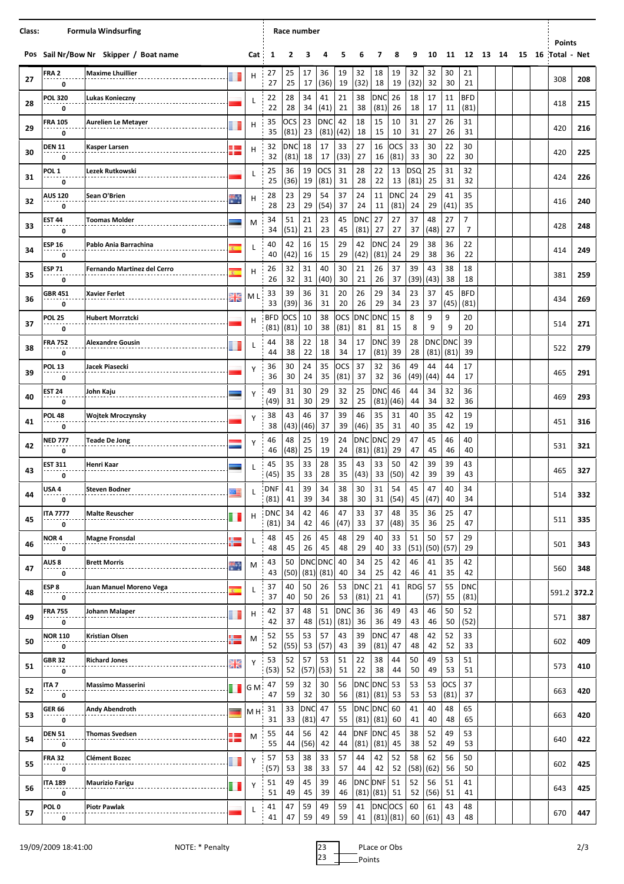**Class:** Formula Windsurfing

| Pos | Sail Nr/Bow Nr | Skipper / Boat name | Cat | 1 | 2 | 3 | 4 | 5 | 6 | 7 | 8 | 9 | 10 | 11 | 12 | 13 | 14 | 15 | 16 | Points Total | Net |
|---|---|---|---|---|---|---|---|---|---|---|---|---|---|---|---|---|---|---|---|---|---|
| 27 | FRA 2 / 0 | Maxime Lhuillier | H | 27 / 27 | 25 / 25 | 17 / 17 | 36 / (36) | 19 / 19 | 32 / (32) | 18 / 18 | 19 / 19 | 32 / (32) | 32 / 32 | 30 / 30 | 21 / 21 | | | | | 308 | 208 |
| 28 | POL 320 / 0 | Lukas Konieczny | L | 22 / 22 | 28 / 28 | 34 / 34 | 41 / (41) | 21 / 21 | 38 / 38 | DNC / (81) | 26 / 26 | 18 / 18 | 17 / 17 | 11 / 11 | BFD / (81) | | | | | 418 | 215 |
| 29 | FRA 105 / 0 | Aurelien Le Metayer | H | 35 / 35 | OCS / (81) | 23 / 23 | DNC / (81) | 42 / (42) | 18 / 18 | 15 / 15 | 10 / 10 | 31 / 31 | 27 / 27 | 26 / 26 | 31 / 31 | | | | | 420 | 216 |
| 30 | DEN 11 / 0 | Kasper Larsen | H | 32 / 32 | DNC / (81) | 18 / 18 | 17 / 17 | 33 / (33) | 27 / 27 | 16 / 16 | OCS / (81) | 33 / 33 | 30 / 30 | 22 / 22 | 30 / 30 | | | | | 420 | 225 |
| 31 | POL 1 / 0 | Lezek Rutkowski | L | 25 / 25 | 36 / (36) | 19 / 19 | OCS / (81) | 31 / 31 | 28 / 28 | 22 / 22 | 13 / 13 | DSQ / (81) | 25 / 25 | 31 / 31 | 32 / 32 | | | | | 424 | 226 |
| 32 | AUS 120 / 0 | Sean O'Brien | H | 28 / 28 | 23 / 23 | 29 / 29 | 54 / (54) | 37 / 37 | 24 / 24 | 11 / 11 | DNC / (81) | 24 / 24 | 29 / 29 | 41 / (41) | 35 / 35 | | | | | 416 | 240 |
| 33 | EST 44 / 0 | Toomas Molder | M | 34 / 34 | 51 / (51) | 21 / 21 | 23 / 23 | 45 / 45 | DNC / (81) | 27 / 27 | 27 / 27 | 37 / 37 | 48 / (48) | 27 / 27 | 7 / 7 | | | | | 428 | 248 |
| 34 | ESP 16 / 0 | Pablo Ania Barrachina | L | 40 / 40 | 42 / (42) | 16 / 16 | 15 / 15 | 29 / 29 | 42 / (42) | DNC / (81) | 24 / 24 | 29 / 29 | 38 / 38 | 36 / 36 | 22 / 22 | | | | | 414 | 249 |
| 35 | ESP 71 / 0 | Fernando Martinez del Cerro | H | 26 / 26 | 32 / 32 | 31 / 31 | 40 / (40) | 30 / 30 | 21 / 21 | 26 / 26 | 37 / 37 | 39 / (39) | 43 / (43) | 38 / 38 | 18 / 18 | | | | | 381 | 259 |
| 36 | GBR 451 / 0 | Xavier Ferlet | M L | 33 / 33 | 39 / (39) | 36 / 36 | 31 / 31 | 20 / 20 | 26 / 26 | 29 / 29 | 34 / 34 | 23 / 23 | 37 / 37 | 45 / (45) | BFD / (81) | | | | | 434 | 269 |
| 37 | POL 25 / 0 | Hubert Morrztcki | H | BFD / (81) | OCS / (81) | 10 / 10 | 38 / 38 | OCS / (81) | DNC / 81 | DNC / 81 | 15 / 15 | 8 / 8 | 9 / 9 | 9 / 9 | 20 / 20 | | | | | 514 | 271 |
| 38 | FRA 752 / 0 | Alexandre Gousin | L | 44 / 44 | 38 / 38 | 22 / 22 | 18 / 18 | 34 / 34 | 17 / 17 | DNC / (81) | 39 / 39 | 28 / 28 | DNC / (81) | DNC / (81) | 39 / 39 | | | | | 522 | 279 |
| 39 | POL 13 / 0 | Jacek Piasecki | Y | 36 / 36 | 30 / 30 | 24 / 24 | 35 / 35 | OCS / (81) | 37 / 37 | 32 / 32 | 36 / 36 | 49 / (49) | 44 / (44) | 44 / 44 | 17 / 17 | | | | | 465 | 291 |
| 40 | EST 24 / 0 | John Kaju | Y | 49 / (49) | 31 / 31 | 30 / 30 | 29 / 29 | 32 / 32 | 25 / 25 | DNC / (81) | 46 / (46) | 44 / 44 | 34 / 34 | 32 / 32 | 36 / 36 | | | | | 469 | 293 |
| 41 | POL 48 / 0 | Wojtek Mroczynsky | Y | 38 / 38 | 43 / (43) | 46 / (46) | 37 / 37 | 39 / 39 | 46 / (46) | 35 / 35 | 31 / 31 | 40 / 40 | 35 / 35 | 42 / 42 | 19 / 19 | | | | | 451 | 316 |
| 42 | NED 777 / 0 | Teade De Jong | Y | 46 / 46 | 48 / (48) | 25 / 25 | 19 / 19 | 24 / 24 | DNC / (81) | DNC / (81) | 29 / 29 | 47 / 47 | 45 / 45 | 46 / 46 | 40 / 40 | | | | | 531 | 321 |
| 43 | EST 311 / 0 | Henri Kaar | L | 45 / (45) | 35 / 35 | 33 / 33 | 28 / 28 | 35 / 35 | 43 / (43) | 33 / 33 | 50 / (50) | 42 / 42 | 39 / 39 | 39 / 39 | 43 / 43 | | | | | 465 | 327 |
| 44 | USA 4 / 0 | Steven Bodner | L | DNF / (81) | 41 / 41 | 39 / 39 | 34 / 34 | 38 / 38 | 30 / 30 | 31 / 31 | 54 / (54) | 45 / 45 | 47 / (47) | 40 / 40 | 34 / 34 | | | | | 514 | 332 |
| 45 | ITA 7777 / 0 | Malte Reuscher | H | DNC / (81) | 34 / 34 | 42 / 42 | 46 / 46 | 47 / (47) | 33 / 33 | 37 / 37 | 48 / (48) | 35 / 35 | 36 / 36 | 25 / 25 | 47 / 47 | | | | | 511 | 335 |
| 46 | NOR 4 / 0 | Magne Fronsdal | L | 48 / 48 | 45 / 45 | 26 / 26 | 45 / 45 | 48 / 48 | 29 / 29 | 40 / 40 | 33 / 33 | 51 / (51) | 50 / (50) | 57 / (57) | 29 / 29 | | | | | 501 | 343 |
| 47 | AUS 8 / 0 | Brett Morris | M | 43 / 43 | 50 / (50) | DNC / (81) | DNC / (81) | 40 / 40 | 34 / 34 | 25 / 25 | 42 / 42 | 46 / 46 | 41 / 41 | 35 / 35 | 42 / 42 | | | | | 560 | 348 |
| 48 | ESP 8 / 0 | Juan Manuel Moreno Vega | L | 37 / 37 | 40 / 40 | 50 / 50 | 26 / 26 | 53 / 53 | DNC / (81) | 21 / 21 | 41 / 41 | RDG | 57 / (57) | 55 / 55 | DNC / (81) | | | | | 591.2 | 372.2 |
| 49 | FRA 755 / 0 | Johann Malaper | H | 42 / 42 | 37 / 37 | 48 / 48 | 51 / (51) | DNC / (81) | 36 / 36 | 36 / 36 | 49 / 49 | 43 / 43 | 46 / 46 | 50 / 50 | 52 / (52) | | | | | 571 | 387 |
| 50 | NOR 110 / 0 | Kristian Olsen | M | 52 / 52 | 55 / (55) | 53 / 53 | 57 / (57) | 43 / 43 | 39 / 39 | DNC / (81) | 47 / 47 | 48 / 48 | 42 / 42 | 52 / 52 | 33 / 33 | | | | | 602 | 409 |
| 51 | GBR 32 / 0 | Richard Jones | Y | 53 / (53) | 52 / 52 | 57 / (57) | 53 / (53) | 51 / 51 | 22 / 22 | 38 / 38 | 44 / 44 | 50 / 50 | 49 / 49 | 53 / 53 | 51 / 51 | | | | | 573 | 410 |
| 52 | ITA 7 / 0 | Massimo Masserini | G M | 47 / 47 | 59 / 59 | 32 / 32 | 30 / 30 | 56 / 56 | DNC / (81) | DNC / (81) | 53 / 53 | 53 / 53 | 53 / 53 | OCS / (81) | 37 / 37 | | | | | 663 | 420 |
| 53 | GER 66 / 0 | Andy Abendroth | M H | 31 / 31 | 33 / 33 | DNC / (81) | 47 / 47 | 55 / 55 | DNC / (81) | DNC / (81) | 60 / 60 | 41 / 41 | 40 / 40 | 48 / 48 | 65 / 65 | | | | | 663 | 420 |
| 54 | DEN 51 / 0 | Thomas Svedsen | M | 55 / 55 | 44 / 44 | 56 / (56) | 42 / 42 | 44 / 44 | DNF / (81) | DNC / (81) | 45 / 45 | 38 / 38 | 52 / 52 | 49 / 49 | 53 / 53 | | | | | 640 | 422 |
| 55 | FRA 32 / 0 | Clément Bozec | Y | 57 / (57) | 53 / 53 | 38 / 38 | 33 / 33 | 57 / 57 | 44 / 44 | 42 / 42 | 52 / 52 | 58 / (58) | 62 / (62) | 56 / 56 | 50 / 50 | | | | | 602 | 425 |
| 56 | ITA 189 / 0 | Maurizio Farigu | Y | 51 / 51 | 49 / 49 | 45 / 45 | 39 / 39 | 46 / 46 | DNC / (81) | DNF / (81) | 51 / 51 | 52 / 52 | 56 / (56) | 51 / 51 | 41 / 41 | | | | | 643 | 425 |
| 57 | POL 0 / 0 | Piotr Pawlak | L | 41 / 41 | 47 / 47 | 59 / 59 | 49 / 49 | 59 / 59 | 41 / 41 | DNC / (81) | OCS / (81) | 60 / 60 | 61 / (61) | 43 / 43 | 48 / 48 | | | | | 670 | 447 |

19/09/2009 18:41:00 NOTE: * Penalty

| 23 | PLace or Obs |
|---|---|
| 23 | Points |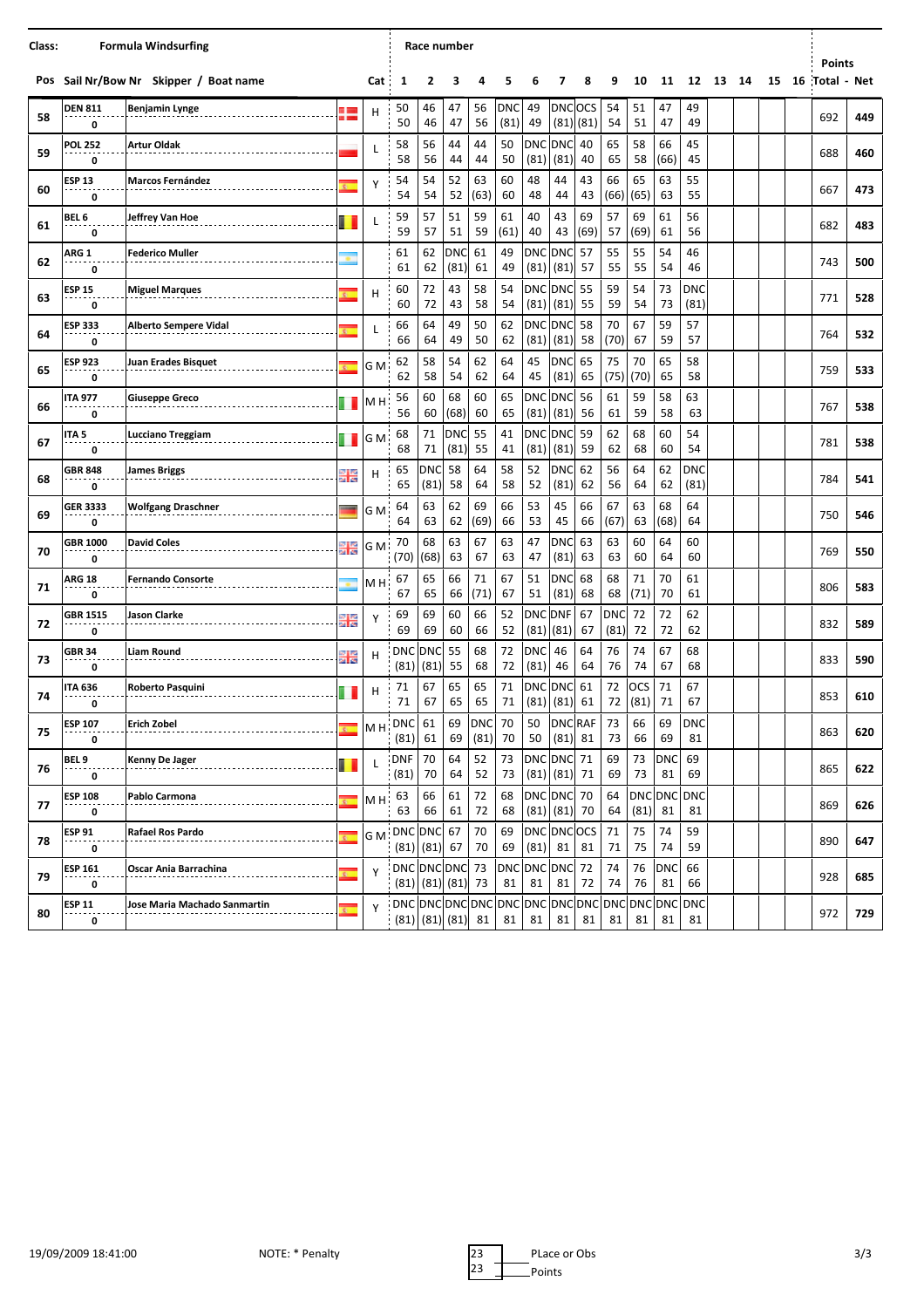**Class:** Formula Windsurfing

| Pos | Sail Nr/Bow Nr | Skipper / Boat name | | Cat | 1 | 2 | 3 | 4 | 5 | 6 | 7 | 8 | 9 | 10 | 11 | 12 | 13 | 14 | 15 | 16 | Points Total | Net |
|---|---|---|---|---|---|---|---|---|---|---|---|---|---|---|---|---|---|---|---|---|---|---|
| 58 | DEN 811 0 | Benjamin Lynge | | H | 50 50 | 46 46 | 47 47 | 56 56 | DNC (81) | 49 49 | DNC (81) | OCS (81) | 54 54 | 51 51 | 47 47 | 49 49 | | | | | 692 | 449 |
| 59 | POL 252 0 | Artur Oldak | | L | 58 58 | 56 56 | 44 44 | 44 44 | 50 50 | DNC (81) | DNC (81) | 40 40 | 65 65 | 58 58 | 66 (66) | 45 45 | | | | | 688 | 460 |
| 60 | ESP 13 0 | Marcos Fernández | | Y | 54 54 | 54 54 | 52 52 | 63 (63) | 60 60 | 48 48 | 44 44 | 43 43 | 66 (66) | 65 (65) | 63 63 | 55 55 | | | | | 667 | 473 |
| 61 | BEL 6 0 | Jeffrey Van Hoe | | L | 59 59 | 57 57 | 51 51 | 59 59 | 61 (61) | 40 40 | 43 43 | 69 (69) | 57 57 | 69 (69) | 61 61 | 56 56 | | | | | 682 | 483 |
| 62 | ARG 1 0 | Federico Muller | | | 61 61 | 62 62 | DNC (81) | 61 61 | 49 49 | DNC (81) | DNC (81) | 57 57 | 55 55 | 55 55 | 54 54 | 46 46 | | | | | 743 | 500 |
| 63 | ESP 15 0 | Miguel Marques | | H | 60 60 | 72 72 | 43 43 | 58 58 | 54 54 | DNC (81) | DNC (81) | 55 55 | 59 59 | 54 54 | 73 73 | DNC (81) | | | | | 771 | 528 |
| 64 | ESP 333 0 | Alberto Sempere Vidal | | L | 66 66 | 64 64 | 49 49 | 50 50 | 62 62 | DNC (81) | DNC (81) | 58 58 | 70 (70) | 67 67 | 59 59 | 57 57 | | | | | 764 | 532 |
| 65 | ESP 923 0 | Juan Erades Bisquet | | G M | 62 62 | 58 58 | 54 54 | 62 62 | 64 64 | 45 45 | DNC (81) | 65 65 | 75 (75) | 70 (70) | 65 65 | 58 58 | | | | | 759 | 533 |
| 66 | ITA 977 0 | Giuseppe Greco | | M H | 56 56 | 60 60 | 68 (68) | 60 60 | 65 65 | DNC (81) | DNC (81) | 56 56 | 61 61 | 59 59 | 58 58 | 63 63 | | | | | 767 | 538 |
| 67 | ITA 5 0 | Lucciano Treggiam | | G M | 68 68 | 71 71 | DNC (81) | 55 55 | 41 41 | DNC (81) | DNC (81) | 59 59 | 62 62 | 68 68 | 60 60 | 54 54 | | | | | 781 | 538 |
| 68 | GBR 848 0 | James Briggs | | H | 65 65 | DNC (81) | 58 58 | 64 64 | 58 58 | 52 52 | DNC (81) | 62 62 | 56 56 | 64 64 | 62 62 | DNC (81) | | | | | 784 | 541 |
| 69 | GER 3333 0 | Wolfgang Draschner | | G M | 64 64 | 63 63 | 62 62 | 69 (69) | 66 66 | 53 53 | 45 45 | 66 66 | 67 (67) | 63 63 | 68 (68) | 64 64 | | | | | 750 | 546 |
| 70 | GBR 1000 0 | David Coles | | G M | 70 (70) | 68 (68) | 63 63 | 67 67 | 63 63 | 47 47 | DNC (81) | 63 63 | 63 63 | 60 60 | 64 64 | 60 60 | | | | | 769 | 550 |
| 71 | ARG 18 0 | Fernando Consorte | | M H | 67 67 | 65 65 | 66 66 | 71 (71) | 67 67 | 51 51 | DNC (81) | 68 68 | 68 68 | 71 (71) | 70 70 | 61 61 | | | | | 806 | 583 |
| 72 | GBR 1515 0 | Jason Clarke | | Y | 69 69 | 69 69 | 60 60 | 66 66 | 52 52 | DNC (81) | DNF (81) | 67 67 | DNC (81) | 72 72 | 72 72 | 62 62 | | | | | 832 | 589 |
| 73 | GBR 34 0 | Liam Round | | H | DNC (81) | DNC (81) | 55 55 | 68 68 | 72 72 | DNC (81) | 46 46 | 64 64 | 76 76 | 74 74 | 67 67 | 68 68 | | | | | 833 | 590 |
| 74 | ITA 636 0 | Roberto Pasquini | | H | 71 71 | 67 67 | 65 65 | 65 65 | 71 71 | DNC (81) | DNC (81) | 61 61 | 72 72 | OCS (81) | 71 71 | 67 67 | | | | | 853 | 610 |
| 75 | ESP 107 0 | Erich Zobel | | M H | DNC (81) | 61 61 | 69 69 | DNC (81) | 70 70 | 50 50 | DNC (81) | RAF 81 | 73 73 | 66 66 | 69 69 | DNC 81 | | | | | 863 | 620 |
| 76 | BEL 9 0 | Kenny De Jager | | L | DNF (81) | 70 70 | 64 64 | 52 52 | 73 73 | DNC (81) | DNC (81) | 71 71 | 69 69 | 73 73 | DNC 81 | 69 69 | | | | | 865 | 622 |
| 77 | ESP 108 0 | Pablo Carmona | | M H | 63 63 | 66 66 | 61 61 | 72 72 | 68 68 | DNC (81) | DNC (81) | 70 70 | 64 64 | DNC (81) | DNC 81 | DNC 81 | | | | | 869 | 626 |
| 78 | ESP 91 0 | Rafael Ros Pardo | | G M | DNC (81) | DNC (81) | 67 67 | 70 70 | 69 69 | DNC (81) | DNC 81 | OCS 81 | 71 71 | 75 75 | 74 74 | 59 59 | | | | | 890 | 647 |
| 79 | ESP 161 0 | Oscar Ania Barrachina | | Y | DNC (81) | DNC (81) | DNC (81) | 73 73 | DNC 81 | DNC 81 | DNC 81 | 72 72 | 74 74 | 76 76 | DNC 81 | 66 66 | | | | | 928 | 685 |
| 80 | ESP 11 0 | Jose Maria Machado Sanmartin | | Y | DNC (81) | DNC (81) | DNC (81) | DNC 81 | DNC 81 | DNC 81 | DNC 81 | DNC 81 | DNC 81 | DNC 81 | DNC 81 | DNC 81 | | | | | 972 | 729 |

19/09/2009 18:41:00 NOTE: * Penalty

23 PLace or Obs
23 Points